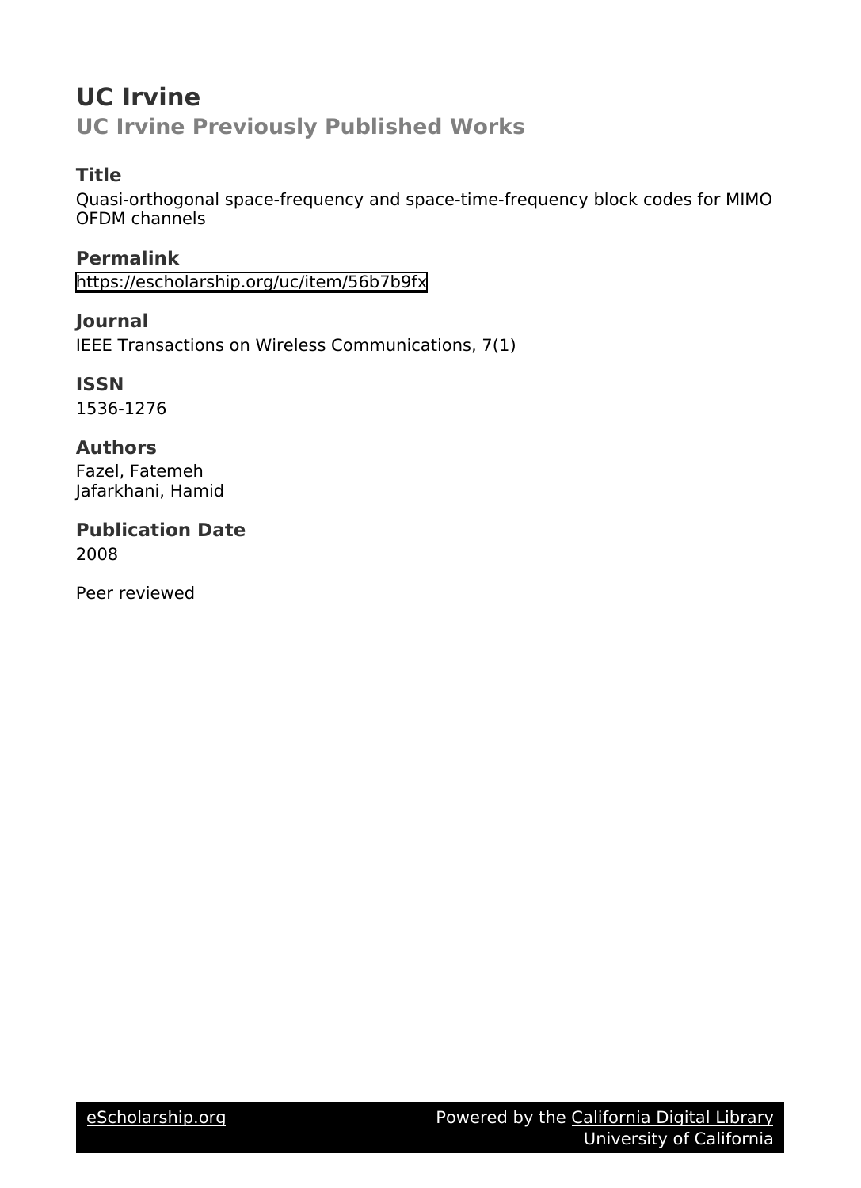# UC Irvine

## UC Irvine Previously Published Works

### Title

Quasi-orthogonal space-frequency and space-time-frequency block codes for MIMO OFDM channels

### Permalink

https://escholarship.org/uc/item/56b7b9fx

### Journal

IEEE Transactions on Wireless Communications, 7(1)

### ISSN

1536-1276

### Authors

Fazel, Fatemeh
Jafarkhani, Hamid

### Publication Date

2008

Peer reviewed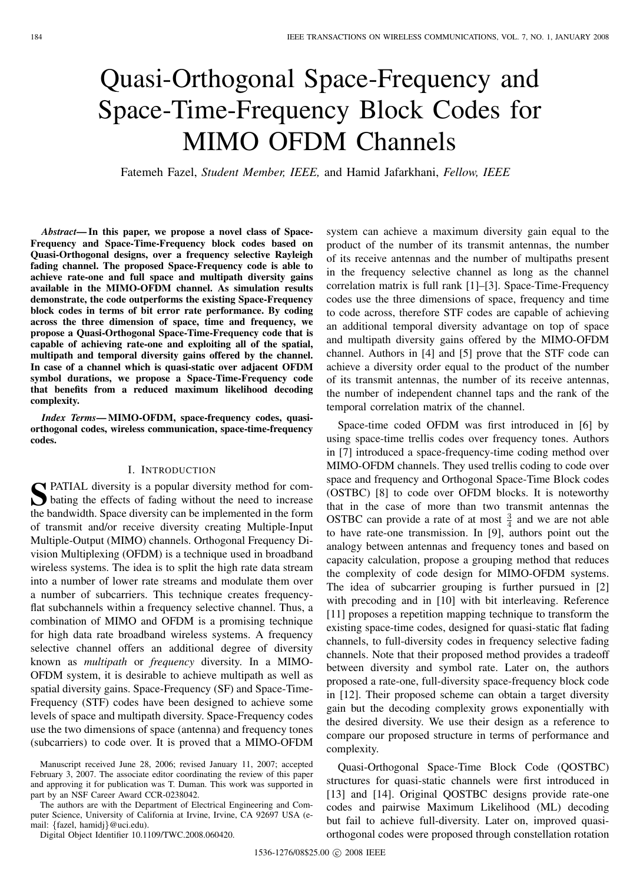# Quasi-Orthogonal Space-Frequency and Space-Time-Frequency Block Codes for MIMO OFDM Channels

Fatemeh Fazel, *Student Member, IEEE,* and Hamid Jafarkhani, *Fellow, IEEE*

***Abstract*— In this paper, we propose a novel class of Space-Frequency and Space-Time-Frequency block codes based on Quasi-Orthogonal designs, over a frequency selective Rayleigh fading channel. The proposed Space-Frequency code is able to achieve rate-one and full space and multipath diversity gains available in the MIMO-OFDM channel. As simulation results demonstrate, the code outperforms the existing Space-Frequency block codes in terms of bit error rate performance. By coding across the three dimension of space, time and frequency, we propose a Quasi-Orthogonal Space-Time-Frequency code that is capable of achieving rate-one and exploiting all of the spatial, multipath and temporal diversity gains offered by the channel. In case of a channel which is quasi-static over adjacent OFDM symbol durations, we propose a Space-Time-Frequency code that benefits from a reduced maximum likelihood decoding complexity.**

***Index Terms*— MIMO-OFDM, space-frequency codes, quasi-orthogonal codes, wireless communication, space-time-frequency codes.**

## I. Introduction

Spatial diversity is a popular diversity method for combating the effects of fading without the need to increase the bandwidth. Space diversity can be implemented in the form of transmit and/or receive diversity creating Multiple-Input Multiple-Output (MIMO) channels. Orthogonal Frequency Division Multiplexing (OFDM) is a technique used in broadband wireless systems. The idea is to split the high rate data stream into a number of lower rate streams and modulate them over a number of subcarriers. This technique creates frequency-flat subchannels within a frequency selective channel. Thus, a combination of MIMO and OFDM is a promising technique for high data rate broadband wireless systems. A frequency selective channel offers an additional degree of diversity known as *multipath* or *frequency* diversity. In a MIMO-OFDM system, it is desirable to achieve multipath as well as spatial diversity gains. Space-Frequency (SF) and Space-Time-Frequency (STF) codes have been designed to achieve some levels of space and multipath diversity. Space-Frequency codes use the two dimensions of space (antenna) and frequency tones (subcarriers) to code over. It is proved that a MIMO-OFDM system can achieve a maximum diversity gain equal to the product of the number of its transmit antennas, the number of its receive antennas and the number of multipaths present in the frequency selective channel as long as the channel correlation matrix is full rank [1]–[3]. Space-Time-Frequency codes use the three dimensions of space, frequency and time to code across, therefore STF codes are capable of achieving an additional temporal diversity advantage on top of space and multipath diversity gains offered by the MIMO-OFDM channel. Authors in [4] and [5] prove that the STF code can achieve a diversity order equal to the product of the number of its transmit antennas, the number of its receive antennas, the number of independent channel taps and the rank of the temporal correlation matrix of the channel.

Space-time coded OFDM was first introduced in [6] by using space-time trellis codes over frequency tones. Authors in [7] introduced a space-frequency-time coding method over MIMO-OFDM channels. They used trellis coding to code over space and frequency and Orthogonal Space-Time Block codes (OSTBC) [8] to code over OFDM blocks. It is noteworthy that in the case of more than two transmit antennas the OSTBC can provide a rate of at most $\frac{3}{4}$ and we are not able to have rate-one transmission. In [9], authors point out the analogy between antennas and frequency tones and based on capacity calculation, propose a grouping method that reduces the complexity of code design for MIMO-OFDM systems. The idea of subcarrier grouping is further pursued in [2] with precoding and in [10] with bit interleaving. Reference [11] proposes a repetition mapping technique to transform the existing space-time codes, designed for quasi-static flat fading channels, to full-diversity codes in frequency selective fading channels. Note that their proposed method provides a tradeoff between diversity and symbol rate. Later on, the authors proposed a rate-one, full-diversity space-frequency block code in [12]. Their proposed scheme can obtain a target diversity gain but the decoding complexity grows exponentially with the desired diversity. We use their design as a reference to compare our proposed structure in terms of performance and complexity.

Quasi-Orthogonal Space-Time Block Code (QOSTBC) structures for quasi-static channels were first introduced in [13] and [14]. Original QOSTBC designs provide rate-one codes and pairwise Maximum Likelihood (ML) decoding but fail to achieve full-diversity. Later on, improved quasi-orthogonal codes were proposed through constellation rotation

Manuscript received June 28, 2006; revised January 11, 2007; accepted February 3, 2007. The associate editor coordinating the review of this paper and approving it for publication was T. Duman. This work was supported in part by an NSF Career Award CCR-0238042.

The authors are with the Department of Electrical Engineering and Computer Science, University of California at Irvine, Irvine, CA 92697 USA (e-mail: {fazel, hamidj}@uci.edu).

Digital Object Identifier 10.1109/TWC.2008.060420.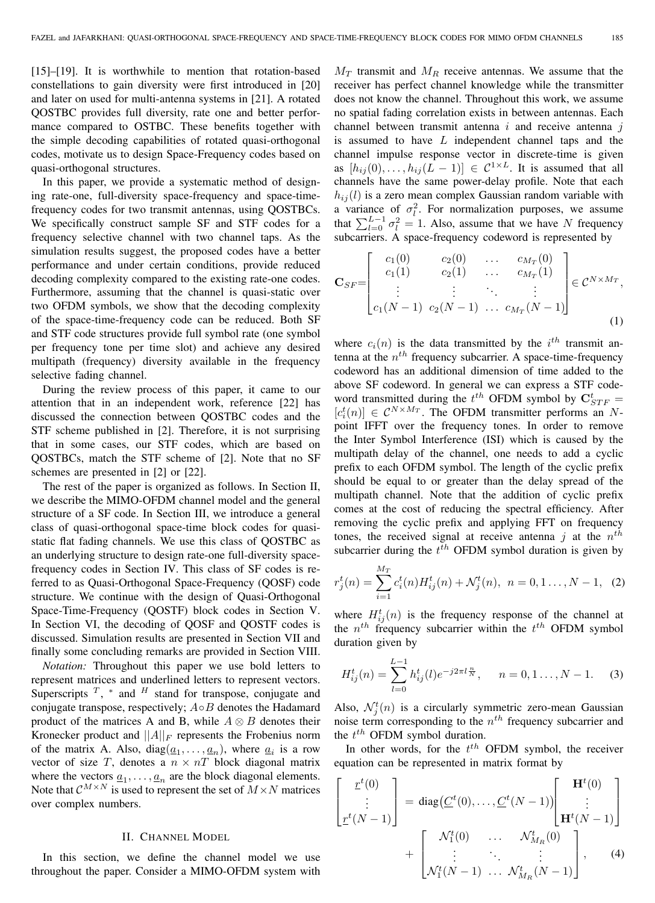[15]–[19]. It is worthwhile to mention that rotation-based constellations to gain diversity were first introduced in [20] and later on used for multi-antenna systems in [21]. A rotated QOSTBC provides full diversity, rate one and better performance compared to OSTBC. These benefits together with the simple decoding capabilities of rotated quasi-orthogonal codes, motivate us to design Space-Frequency codes based on quasi-orthogonal structures.

In this paper, we provide a systematic method of designing rate-one, full-diversity space-frequency and space-time-frequency codes for two transmit antennas, using QOSTBCs. We specifically construct sample SF and STF codes for a frequency selective channel with two channel taps. As the simulation results suggest, the proposed codes have a better performance and under certain conditions, provide reduced decoding complexity compared to the existing rate-one codes. Furthermore, assuming that the channel is quasi-static over two OFDM symbols, we show that the decoding complexity of the space-time-frequency code can be reduced. Both SF and STF code structures provide full symbol rate (one symbol per frequency tone per time slot) and achieve any desired multipath (frequency) diversity available in the frequency selective fading channel.

During the review process of this paper, it came to our attention that in an independent work, reference [22] has discussed the connection between QOSTBC codes and the STF scheme published in [2]. Therefore, it is not surprising that in some cases, our STF codes, which are based on QOSTBCs, match the STF scheme of [2]. Note that no SF schemes are presented in [2] or [22].

The rest of the paper is organized as follows. In Section II, we describe the MIMO-OFDM channel model and the general structure of a SF code. In Section III, we introduce a general class of quasi-orthogonal space-time block codes for quasi-static flat fading channels. We use this class of QOSTBC as an underlying structure to design rate-one full-diversity space-frequency codes in Section IV. This class of SF codes is referred to as Quasi-Orthogonal Space-Frequency (QOSF) code structure. We continue with the design of Quasi-Orthogonal Space-Time-Frequency (QOSTF) block codes in Section V. In Section VI, the decoding of QOSF and QOSTF codes is discussed. Simulation results are presented in Section VII and finally some concluding remarks are provided in Section VIII.

*Notation:* Throughout this paper we use bold letters to represent matrices and underlined letters to represent vectors. Superscripts $^T$, $^*$ and $^H$ stand for transpose, conjugate and conjugate transpose, respectively; $A \circ B$ denotes the Hadamard product of the matrices A and B, while $A \otimes B$ denotes their Kronecker product and $||A||_F$ represents the Frobenius norm of the matrix A. Also, $\text{diag}(\underline{a}_1, \ldots, \underline{a}_n)$, where $\underline{a}_i$ is a row vector of size $T$, denotes a $n \times nT$ block diagonal matrix where the vectors $\underline{a}_1, \ldots, \underline{a}_n$ are the block diagonal elements. Note that $\mathcal{C}^{M \times N}$ is used to represent the set of $M \times N$ matrices over complex numbers.

## II. Channel Model

In this section, we define the channel model we use throughout the paper. Consider a MIMO-OFDM system with $M_T$ transmit and $M_R$ receive antennas. We assume that the receiver has perfect channel knowledge while the transmitter does not know the channel. Throughout this work, we assume no spatial fading correlation exists in between antennas. Each channel between transmit antenna $i$ and receive antenna $j$ is assumed to have $L$ independent channel taps and the channel impulse response vector in discrete-time is given as $[h_{ij}(0), \ldots, h_{ij}(L-1)] \in \mathcal{C}^{1 \times L}$. It is assumed that all channels have the same power-delay profile. Note that each $h_{ij}(l)$ is a zero mean complex Gaussian random variable with a variance of $\sigma_l^2$. For normalization purposes, we assume that $\sum_{l=0}^{L-1} \sigma_l^2 = 1$. Also, assume that we have $N$ frequency subcarriers. A space-frequency codeword is represented by

$$\mathbf{C}_{SF} = \begin{bmatrix} c_1(0) & c_2(0) & \ldots & c_{M_T}(0) \\ c_1(1) & c_2(1) & \ldots & c_{M_T}(1) \\ \vdots & \vdots & \ddots & \vdots \\ c_1(N-1) & c_2(N-1) & \ldots & c_{M_T}(N-1) \end{bmatrix} \in \mathcal{C}^{N \times M_T}, \tag{1}$$

where $c_i(n)$ is the data transmitted by the $i^{th}$ transmit antenna at the $n^{th}$ frequency subcarrier. A space-time-frequency codeword has an additional dimension of time added to the above SF codeword. In general we can express a STF codeword transmitted during the $t^{th}$ OFDM symbol by $\mathbf{C}_{STF}^t = [c_i^t(n)] \in \mathcal{C}^{N \times M_T}$. The OFDM transmitter performs an $N$-point IFFT over the frequency tones. In order to remove the Inter Symbol Interference (ISI) which is caused by the multipath delay of the channel, one needs to add a cyclic prefix to each OFDM symbol. The length of the cyclic prefix should be equal to or greater than the delay spread of the multipath channel. Note that the addition of cyclic prefix comes at the cost of reducing the spectral efficiency. After removing the cyclic prefix and applying FFT on frequency tones, the received signal at receive antenna $j$ at the $n^{th}$ subcarrier during the $t^{th}$ OFDM symbol duration is given by

$$r_j^t(n) = \sum_{i=1}^{M_T} c_i^t(n) H_{ij}^t(n) + \mathcal{N}_j^t(n), \quad n = 0, 1 \ldots, N-1, \tag{2}$$

where $H_{ij}^t(n)$ is the frequency response of the channel at the $n^{th}$ frequency subcarrier within the $t^{th}$ OFDM symbol duration given by

$$H_{ij}^t(n) = \sum_{l=0}^{L-1} h_{ij}^t(l) e^{-j2\pi l \frac{n}{N}}, \qquad n = 0, 1 \ldots, N-1. \tag{3}$$

Also, $\mathcal{N}_j^t(n)$ is a circularly symmetric zero-mean Gaussian noise term corresponding to the $n^{th}$ frequency subcarrier and the $t^{th}$ OFDM symbol duration.

In other words, for the $t^{th}$ OFDM symbol, the receiver equation can be represented in matrix format by

$$\begin{bmatrix} \underline{r}^t(0) \\ \vdots \\ \underline{r}^t(N-1) \end{bmatrix} = \text{diag}\big(\underline{C}^t(0), \ldots, \underline{C}^t(N-1)\big) \begin{bmatrix} \mathbf{H}^t(0) \\ \vdots \\ \mathbf{H}^t(N-1) \end{bmatrix} + \begin{bmatrix} \mathcal{N}_1^t(0) & \ldots & \mathcal{N}_{M_R}^t(0) \\ \vdots & \ddots & \vdots \\ \mathcal{N}_1^t(N-1) & \ldots & \mathcal{N}_{M_R}^t(N-1) \end{bmatrix}, \tag{4}$$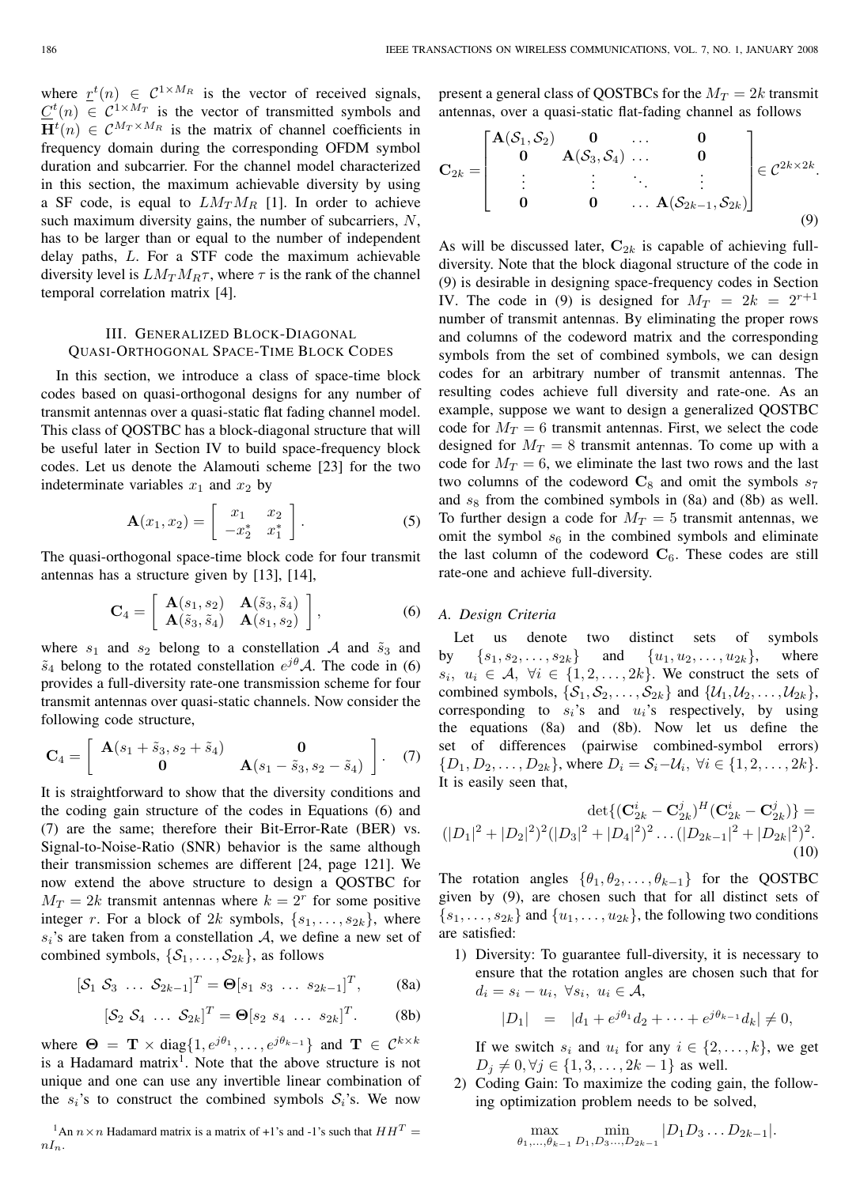where $\underline{r}^t(n) \in \mathcal{C}^{1\times M_R}$ is the vector of received signals, $\underline{C}^t(n) \in \mathcal{C}^{1\times M_T}$ is the vector of transmitted symbols and $\mathbf{H}^t(n) \in \mathcal{C}^{M_T\times M_R}$ is the matrix of channel coefficients in frequency domain during the corresponding OFDM symbol duration and subcarrier. For the channel model characterized in this section, the maximum achievable diversity by using a SF code, is equal to $LM_TM_R$ [1]. In order to achieve such maximum diversity gains, the number of subcarriers, $N$, has to be larger than or equal to the number of independent delay paths, $L$. For a STF code the maximum achievable diversity level is $LM_TM_R\tau$, where $\tau$ is the rank of the channel temporal correlation matrix [4].

## III. Generalized Block-Diagonal Quasi-Orthogonal Space-Time Block Codes

In this section, we introduce a class of space-time block codes based on quasi-orthogonal designs for any number of transmit antennas over a quasi-static flat fading channel model. This class of QOSTBC has a block-diagonal structure that will be useful later in Section IV to build space-frequency block codes. Let us denote the Alamouti scheme [23] for the two indeterminate variables $x_1$ and $x_2$ by

$$\mathbf{A}(x_1, x_2) = \begin{bmatrix} x_1 & x_2 \\ -x_2^* & x_1^* \end{bmatrix}. \tag{5}$$

The quasi-orthogonal space-time block code for four transmit antennas has a structure given by [13], [14],

$$\mathbf{C}_4 = \begin{bmatrix} \mathbf{A}(s_1, s_2) & \mathbf{A}(\tilde{s}_3, \tilde{s}_4) \\ \mathbf{A}(\tilde{s}_3, \tilde{s}_4) & \mathbf{A}(s_1, s_2) \end{bmatrix}, \tag{6}$$

where $s_1$ and $s_2$ belong to a constellation $\mathcal{A}$ and $\tilde{s}_3$ and $\tilde{s}_4$ belong to the rotated constellation $e^{j\theta}\mathcal{A}$. The code in (6) provides a full-diversity rate-one transmission scheme for four transmit antennas over quasi-static channels. Now consider the following code structure,

$$\mathbf{C}_4 = \begin{bmatrix} \mathbf{A}(s_1 + \tilde{s}_3, s_2 + \tilde{s}_4) & \mathbf{0} \\ \mathbf{0} & \mathbf{A}(s_1 - \tilde{s}_3, s_2 - \tilde{s}_4) \end{bmatrix}. \tag{7}$$

It is straightforward to show that the diversity conditions and the coding gain structure of the codes in Equations (6) and (7) are the same; therefore their Bit-Error-Rate (BER) vs. Signal-to-Noise-Ratio (SNR) behavior is the same although their transmission schemes are different [24, page 121]. We now extend the above structure to design a QOSTBC for $M_T = 2k$ transmit antennas where $k = 2^r$ for some positive integer $r$. For a block of $2k$ symbols, $\{s_1, \ldots, s_{2k}\}$, where $s_i$'s are taken from a constellation $\mathcal{A}$, we define a new set of combined symbols, $\{\mathcal{S}_1, \ldots, \mathcal{S}_{2k}\}$, as follows

$$[\mathcal{S}_1 \; \mathcal{S}_3 \; \ldots \; \mathcal{S}_{2k-1}]^T = \mathbf{\Theta}[s_1 \; s_3 \; \ldots \; s_{2k-1}]^T, \tag{8a}$$

$$[\mathcal{S}_2 \; \mathcal{S}_4 \; \ldots \; \mathcal{S}_{2k}]^T = \mathbf{\Theta}[s_2 \; s_4 \; \ldots \; s_{2k}]^T. \tag{8b}$$

where $\mathbf{\Theta} = \mathbf{T} \times \text{diag}\{1, e^{j\theta_1}, \ldots, e^{j\theta_{k-1}}\}$ and $\mathbf{T} \in \mathcal{C}^{k\times k}$ is a Hadamard matrix[1]. Note that the above structure is not unique and one can use any invertible linear combination of the $s_i$'s to construct the combined symbols $\mathcal{S}_i$'s. We now present a general class of QOSTBCs for the $M_T = 2k$ transmit antennas, over a quasi-static flat-fading channel as follows

$$\mathbf{C}_{2k} = \begin{bmatrix} \mathbf{A}(\mathcal{S}_1, \mathcal{S}_2) & \mathbf{0} & \ldots & \mathbf{0} \\ \mathbf{0} & \mathbf{A}(\mathcal{S}_3, \mathcal{S}_4) & \ldots & \mathbf{0} \\ \vdots & \vdots & \ddots & \vdots \\ \mathbf{0} & \mathbf{0} & \ldots & \mathbf{A}(\mathcal{S}_{2k-1}, \mathcal{S}_{2k}) \end{bmatrix} \in \mathcal{C}^{2k\times 2k}. \tag{9}$$

As will be discussed later, $\mathbf{C}_{2k}$ is capable of achieving full-diversity. Note that the block diagonal structure of the code in (9) is desirable in designing space-frequency codes in Section IV. The code in (9) is designed for $M_T = 2k = 2^{r+1}$ number of transmit antennas. By eliminating the proper rows and columns of the codeword matrix and the corresponding symbols from the set of combined symbols, we can design codes for an arbitrary number of transmit antennas. The resulting codes achieve full diversity and rate-one. As an example, suppose we want to design a generalized QOSTBC code for $M_T = 6$ transmit antennas. First, we select the code designed for $M_T = 8$ transmit antennas. To come up with a code for $M_T = 6$, we eliminate the last two rows and the last two columns of the codeword $\mathbf{C}_8$ and omit the symbols $s_7$ and $s_8$ from the combined symbols in (8a) and (8b) as well. To further design a code for $M_T = 5$ transmit antennas, we omit the symbol $s_6$ in the combined symbols and eliminate the last column of the codeword $\mathbf{C}_6$. These codes are still rate-one and achieve full-diversity.

### A. Design Criteria

Let us denote two distinct sets of symbols by $\{s_1, s_2, \ldots, s_{2k}\}$ and $\{u_1, u_2, \ldots, u_{2k}\}$, where $s_i, \; u_i \in \mathcal{A}, \; \forall i \in \{1, 2, \ldots, 2k\}$. We construct the sets of combined symbols, $\{\mathcal{S}_1, \mathcal{S}_2, \ldots, \mathcal{S}_{2k}\}$ and $\{\mathcal{U}_1, \mathcal{U}_2, \ldots, \mathcal{U}_{2k}\}$, corresponding to $s_i$'s and $u_i$'s respectively, by using the equations (8a) and (8b). Now let us define the set of differences (pairwise combined-symbol errors) $\{D_1, D_2, \ldots, D_{2k}\}$, where $D_i = \mathcal{S}_i - \mathcal{U}_i, \; \forall i \in \{1, 2, \ldots, 2k\}$. It is easily seen that,

$$\det\{(\mathbf{C}_{2k}^i - \mathbf{C}_{2k}^j)^H(\mathbf{C}_{2k}^i - \mathbf{C}_{2k}^j)\} = (|D_1|^2 + |D_2|^2)^2(|D_3|^2 + |D_4|^2)^2 \ldots (|D_{2k-1}|^2 + |D_{2k}|^2)^2. \tag{10}$$

The rotation angles $\{\theta_1, \theta_2, \ldots, \theta_{k-1}\}$ for the QOSTBC given by (9), are chosen such that for all distinct sets of $\{s_1, \ldots, s_{2k}\}$ and $\{u_1, \ldots, u_{2k}\}$, the following two conditions are satisfied:

1) Diversity: To guarantee full-diversity, it is necessary to ensure that the rotation angles are chosen such that for $d_i = s_i - u_i, \; \forall s_i, \; u_i \in \mathcal{A}$,

$$|D_1| \;\; = \;\; |d_1 + e^{j\theta_1}d_2 + \cdots + e^{j\theta_{k-1}}d_k| \neq 0,$$

If we switch $s_i$ and $u_i$ for any $i \in \{2, \ldots, k\}$, we get $D_j \neq 0, \forall j \in \{1, 3, \ldots, 2k-1\}$ as well.

2) Coding Gain: To maximize the coding gain, the following optimization problem needs to be solved,

$$\max_{\theta_1, \ldots, \theta_{k-1}} \; \min_{D_1, D_3 \ldots, D_{2k-1}} |D_1 D_3 \ldots D_{2k-1}|.$$

[1] An $n\times n$ Hadamard matrix is a matrix of +1's and -1's such that $HH^T = nI_n$.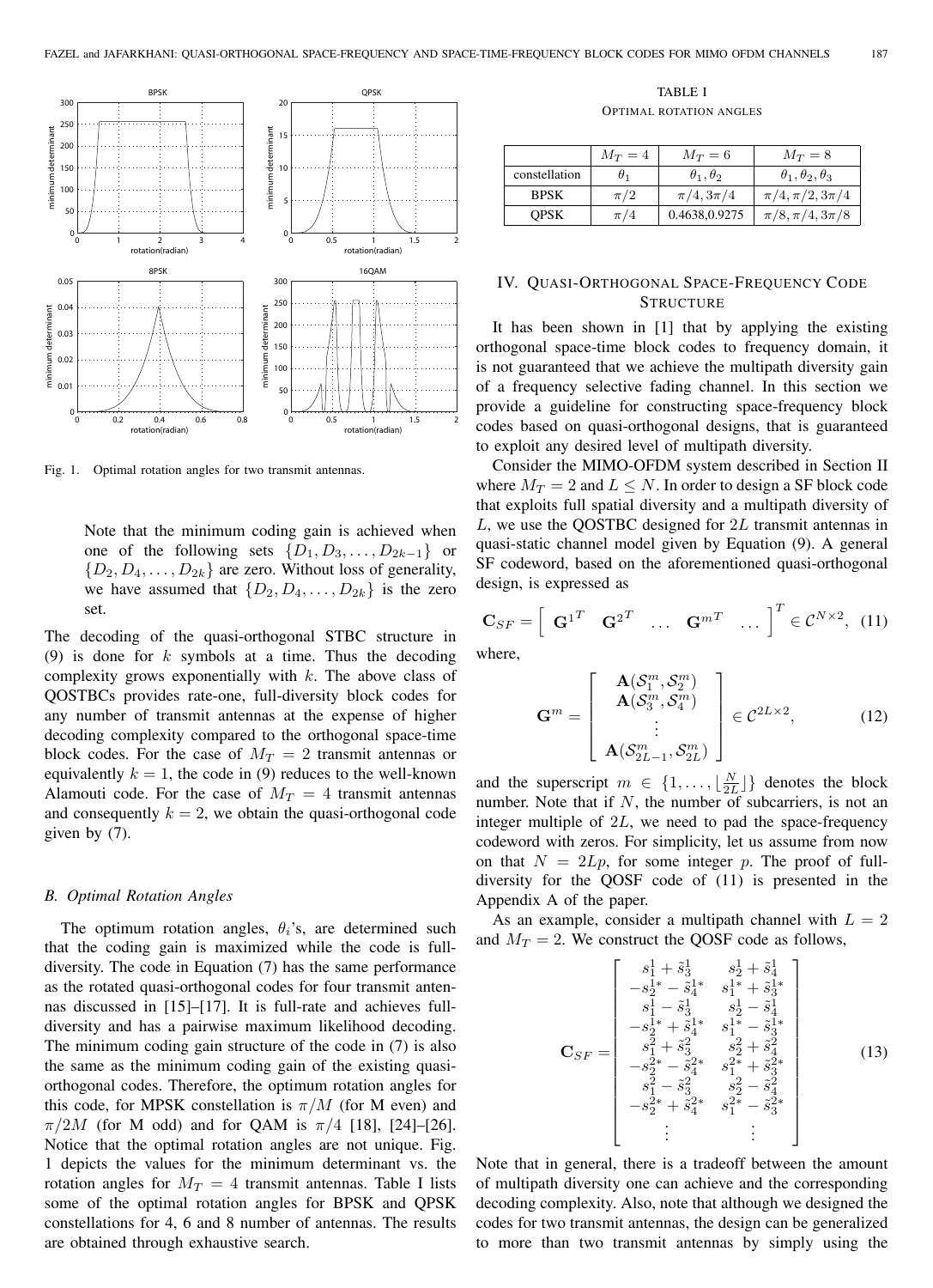Fig. 1. Optimal rotation angles for two transmit antennas.

Note that the minimum coding gain is achieved when one of the following sets $\{D_1, D_3, \ldots, D_{2k-1}\}$ or $\{D_2, D_4, \ldots, D_{2k}\}$ are zero. Without loss of generality, we have assumed that $\{D_2, D_4, \ldots, D_{2k}\}$ is the zero set.

The decoding of the quasi-orthogonal STBC structure in (9) is done for $k$ symbols at a time. Thus the decoding complexity grows exponentially with $k$. The above class of QOSTBCs provides rate-one, full-diversity block codes for any number of transmit antennas at the expense of higher decoding complexity compared to the orthogonal space-time block codes. For the case of $M_T = 2$ transmit antennas or equivalently $k = 1$, the code in (9) reduces to the well-known Alamouti code. For the case of $M_T = 4$ transmit antennas and consequently $k = 2$, we obtain the quasi-orthogonal code given by (7).

### B. Optimal Rotation Angles

The optimum rotation angles, $\theta_i$'s, are determined such that the coding gain is maximized while the code is full-diversity. The code in Equation (7) has the same performance as the rotated quasi-orthogonal codes for four transmit antennas discussed in [15]–[17]. It is full-rate and achieves full-diversity and has a pairwise maximum likelihood decoding. The minimum coding gain structure of the code in (7) is also the same as the minimum coding gain of the existing quasi-orthogonal codes. Therefore, the optimum rotation angles for this code, for MPSK constellation is $\pi/M$ (for M even) and $\pi/2M$ (for M odd) and for QAM is $\pi/4$ [18], [24]–[26]. Notice that the optimal rotation angles are not unique. Fig. 1 depicts the values for the minimum determinant vs. the rotation angles for $M_T = 4$ transmit antennas. Table I lists some of the optimal rotation angles for BPSK and QPSK constellations for 4, 6 and 8 number of antennas. The results are obtained through exhaustive search.

TABLE I
OPTIMAL ROTATION ANGLES

| | $M_T = 4$ | $M_T = 6$ | $M_T = 8$ |
|---|---|---|---|
| constellation | $\theta_1$ | $\theta_1, \theta_2$ | $\theta_1, \theta_2, \theta_3$ |
| BPSK | $\pi/2$ | $\pi/4, 3\pi/4$ | $\pi/4, \pi/2, 3\pi/4$ |
| QPSK | $\pi/4$ | 0.4638,0.9275 | $\pi/8, \pi/4, 3\pi/8$ |

## IV. Quasi-Orthogonal Space-Frequency Code Structure

It has been shown in [1] that by applying the existing orthogonal space-time block codes to frequency domain, it is not guaranteed that we achieve the multipath diversity gain of a frequency selective fading channel. In this section we provide a guideline for constructing space-frequency block codes based on quasi-orthogonal designs, that is guaranteed to exploit any desired level of multipath diversity.

Consider the MIMO-OFDM system described in Section II where $M_T = 2$ and $L \leq N$. In order to design a SF block code that exploits full spatial diversity and a multipath diversity of $L$, we use the QOSTBC designed for $2L$ transmit antennas in quasi-static channel model given by Equation (9). A general SF codeword, based on the aforementioned quasi-orthogonal design, is expressed as

$$\mathbf{C}_{SF} = \left[ \begin{array}{ccccc} \mathbf{G}^{1T} & \mathbf{G}^{2T} & \ldots & \mathbf{G}^{mT} & \ldots \end{array} \right]^T \in \mathcal{C}^{N \times 2}, \quad (11)$$

where,

$$\mathbf{G}^m = \left[ \begin{array}{c} \mathbf{A}(\mathcal{S}_1^m, \mathcal{S}_2^m) \\ \mathbf{A}(\mathcal{S}_3^m, \mathcal{S}_4^m) \\ \vdots \\ \mathbf{A}(\mathcal{S}_{2L-1}^m, \mathcal{S}_{2L}^m) \end{array} \right] \in \mathcal{C}^{2L \times 2}, \quad (12)$$

and the superscript $m \in \{1, \ldots, \lfloor \frac{N}{2L} \rfloor\}$ denotes the block number. Note that if $N$, the number of subcarriers, is not an integer multiple of $2L$, we need to pad the space-frequency codeword with zeros. For simplicity, let us assume from now on that $N = 2Lp$, for some integer $p$. The proof of full-diversity for the QOSF code of (11) is presented in the Appendix A of the paper.

As an example, consider a multipath channel with $L = 2$ and $M_T = 2$. We construct the QOSF code as follows,

$$\mathbf{C}_{SF} = \left[ \begin{array}{cc} s_1^1 + \tilde{s}_3^1 & s_2^1 + \tilde{s}_4^1 \\ -s_2^{1*} - \tilde{s}_4^{1*} & s_1^{1*} + \tilde{s}_3^{1*} \\ s_1^1 - \tilde{s}_3^1 & s_2^1 - \tilde{s}_4^1 \\ -s_2^{1*} + \tilde{s}_4^{1*} & s_1^{1*} - \tilde{s}_3^{1*} \\ s_1^2 + \tilde{s}_3^2 & s_2^2 + \tilde{s}_4^2 \\ -s_2^{2*} - \tilde{s}_4^{2*} & s_1^{2*} + \tilde{s}_3^{2*} \\ s_1^2 - \tilde{s}_3^2 & s_2^2 - \tilde{s}_4^2 \\ -s_2^{2*} + \tilde{s}_4^{2*} & s_1^{2*} - \tilde{s}_3^{2*} \\ \vdots & \vdots \end{array} \right] \quad (13)$$

Note that in general, there is a tradeoff between the amount of multipath diversity one can achieve and the corresponding decoding complexity. Also, note that although we designed the codes for two transmit antennas, the design can be generalized to more than two transmit antennas by simply using the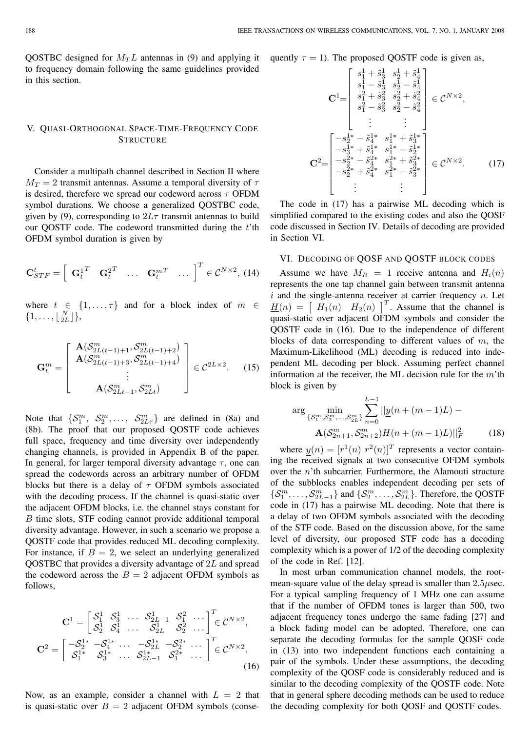QOSTBC designed for $M_T L$ antennas in (9) and applying it to frequency domain following the same guidelines provided in this section.

## V. Quasi-Orthogonal Space-Time-Frequency Code Structure

Consider a multipath channel described in Section II where $M_T = 2$ transmit antennas. Assume a temporal diversity of $\tau$ is desired, therefore we spread our codeword across $\tau$ OFDM symbol durations. We choose a generalized QOSTBC code, given by (9), corresponding to $2L\tau$ transmit antennas to build our QOSTF code. The codeword transmitted during the $t$'th OFDM symbol duration is given by

$$\mathbf{C}^t_{STF} = \begin{bmatrix} \mathbf{G}^{1^T}_t & \mathbf{G}^{2^T}_t & \dots & \mathbf{G}^{m^T}_t & \dots \end{bmatrix}^T \in \mathcal{C}^{N \times 2}, \quad (14)$$

where $t \in \{1, \dots, \tau\}$ and for a block index of $m \in \{1, \dots, \lfloor \frac{N}{2L} \rfloor\}$,

$$\mathbf{G}^m_t = \begin{bmatrix} \mathbf{A}(\mathcal{S}^m_{2L(t-1)+1}, \mathcal{S}^m_{2L(t-1)+2}) \\ \mathbf{A}(\mathcal{S}^m_{2L(t-1)+3}, \mathcal{S}^m_{2L(t-1)+4}) \\ \vdots \\ \mathbf{A}(\mathcal{S}^m_{2Lt-1}, \mathcal{S}^m_{2Lt}) \end{bmatrix} \in \mathcal{C}^{2L \times 2}. \quad (15)$$

Note that $\{\mathcal{S}^m_1, \mathcal{S}^m_2, \dots, \mathcal{S}^m_{2L\tau}\}$ are defined in (8a) and (8b). The proof that our proposed QOSTF code achieves full space, frequency and time diversity over independently changing channels, is provided in Appendix B of the paper. In general, for larger temporal diversity advantage $\tau$, one can spread the codewords across an arbitrary number of OFDM blocks but there is a delay of $\tau$ OFDM symbols associated with the decoding process. If the channel is quasi-static over the adjacent OFDM blocks, i.e. the channel stays constant for $B$ time slots, STF coding cannot provide additional temporal diversity advantage. However, in such a scenario we propose a QOSTF code that provides reduced ML decoding complexity. For instance, if $B = 2$, we select an underlying generalized QOSTBC that provides a diversity advantage of $2L$ and spread the codeword across the $B = 2$ adjacent OFDM symbols as follows,

$$\mathbf{C}^1 = \begin{bmatrix} \mathcal{S}^1_1 & \mathcal{S}^1_3 & \dots & \mathcal{S}^1_{2L-1} & \mathcal{S}^2_1 & \dots \\ \mathcal{S}^1_2 & \mathcal{S}^1_4 & \dots & \mathcal{S}^1_{2L} & \mathcal{S}^2_2 & \dots \end{bmatrix}^T \in \mathcal{C}^{N \times 2},$$
$$\mathbf{C}^2 = \begin{bmatrix} -\mathcal{S}^{1*}_2 & -\mathcal{S}^{1*}_4 & \dots & -\mathcal{S}^{1*}_{2L} & -\mathcal{S}^{2*}_2 & \dots \\ \mathcal{S}^{1*}_1 & \mathcal{S}^{1*}_3 & \dots & \mathcal{S}^{1*}_{2L-1} & \mathcal{S}^{2*}_1 & \dots \end{bmatrix}^T \in \mathcal{C}^{N \times 2}. \quad (16)$$

Now, as an example, consider a channel with $L = 2$ that is quasi-static over $B = 2$ adjacent OFDM symbols (consequently $\tau = 1$). The proposed QOSTF code is given as,

$$\mathbf{C}^1 = \begin{bmatrix} s^1_1 + \tilde{s}^1_3 & s^1_2 + \tilde{s}^1_4 \\ s^1_1 - \tilde{s}^1_3 & s^1_2 - \tilde{s}^1_4 \\ s^2_1 + \tilde{s}^2_3 & s^2_2 + \tilde{s}^2_4 \\ s^2_1 - \tilde{s}^2_3 & s^2_2 - \tilde{s}^2_4 \\ \vdots & \vdots \end{bmatrix} \in \mathcal{C}^{N \times 2},$$
$$\mathbf{C}^2 = \begin{bmatrix} -s^{1*}_2 - \tilde{s}^{1*}_4 & s^{1*}_1 + \tilde{s}^{1*}_3 \\ -s^{1*}_3 + \tilde{s}^{1*}_4 & s^{1*}_1 - \tilde{s}^{1*}_2 \\ -s^{2*}_2 - \tilde{s}^{2*}_4 & s^{2*}_1 + \tilde{s}^{2*}_3 \\ -s^{2*}_2 + \tilde{s}^{2*}_4 & s^{2*}_1 - \tilde{s}^{2*}_3 \\ \vdots & \vdots \end{bmatrix} \in \mathcal{C}^{N \times 2}. \quad (17)$$

The code in (17) has a pairwise ML decoding which is simplified compared to the existing codes and also the QOSF code discussed in Section IV. Details of decoding are provided in Section VI.

## VI. Decoding of QOSF and QOSTF Block Codes

Assume we have $M_R = 1$ receive antenna and $H_i(n)$ represents the one tap channel gain between transmit antenna $i$ and the single-antenna receiver at carrier frequency $n$. Let $\underline{H}(n) = \begin{bmatrix} H_1(n) & H_2(n) \end{bmatrix}^T$. Assume that the channel is quasi-static over adjacent OFDM symbols and consider the QOSTF code in (16). Due to the independence of different blocks of data corresponding to different values of $m$, the Maximum-Likelihood (ML) decoding is reduced into independent ML decoding per block. Assuming perfect channel information at the receiver, the ML decision rule for the $m$'th block is given by

$$\arg \min_{\{\mathcal{S}^m_1, \mathcal{S}^m_2, \dots, \mathcal{S}^m_{2L}\}} \sum_{n=0}^{L-1} ||\underline{y}(n + (m-1)L) - \mathbf{A}(\mathcal{S}^m_{2n+1}, \mathcal{S}^m_{2n+2})\underline{H}(n + (m-1)L)||^2_F \quad (18)$$

where $\underline{y}(n) = [r^1(n) \ r^2(n)]^T$ represents a vector containing the received signals at two consecutive OFDM symbols over the $n$'th subcarrier. Furthermore, the Alamouti structure of the subblocks enables independent decoding per sets of $\{\mathcal{S}^m_1, \dots, \mathcal{S}^m_{2L-1}\}$ and $\{\mathcal{S}^m_2, \dots, \mathcal{S}^m_{2L}\}$. Therefore, the QOSTF code in (17) has a pairwise ML decoding. Note that there is a delay of two OFDM symbols associated with the decoding of the STF code. Based on the discussion above, for the same level of diversity, our proposed STF code has a decoding complexity which is a power of 1/2 of the decoding complexity of the code in Ref. [12].

In most urban communication channel models, the root-mean-square value of the delay spread is smaller than $2.5\mu$sec. For a typical sampling frequency of 1 MHz one can assume that if the number of OFDM tones is larger than 500, two adjacent frequency tones undergo the same fading [27] and a block fading model can be adopted. Therefore, one can separate the decoding formulas for the sample QOSF code in (13) into two independent functions each containing a pair of the symbols. Under these assumptions, the decoding complexity of the QOSF code is considerably reduced and is similar to the decoding complexity of the QOSTF code. Note that in general sphere decoding methods can be used to reduce the decoding complexity for both QOSF and QOSTF codes.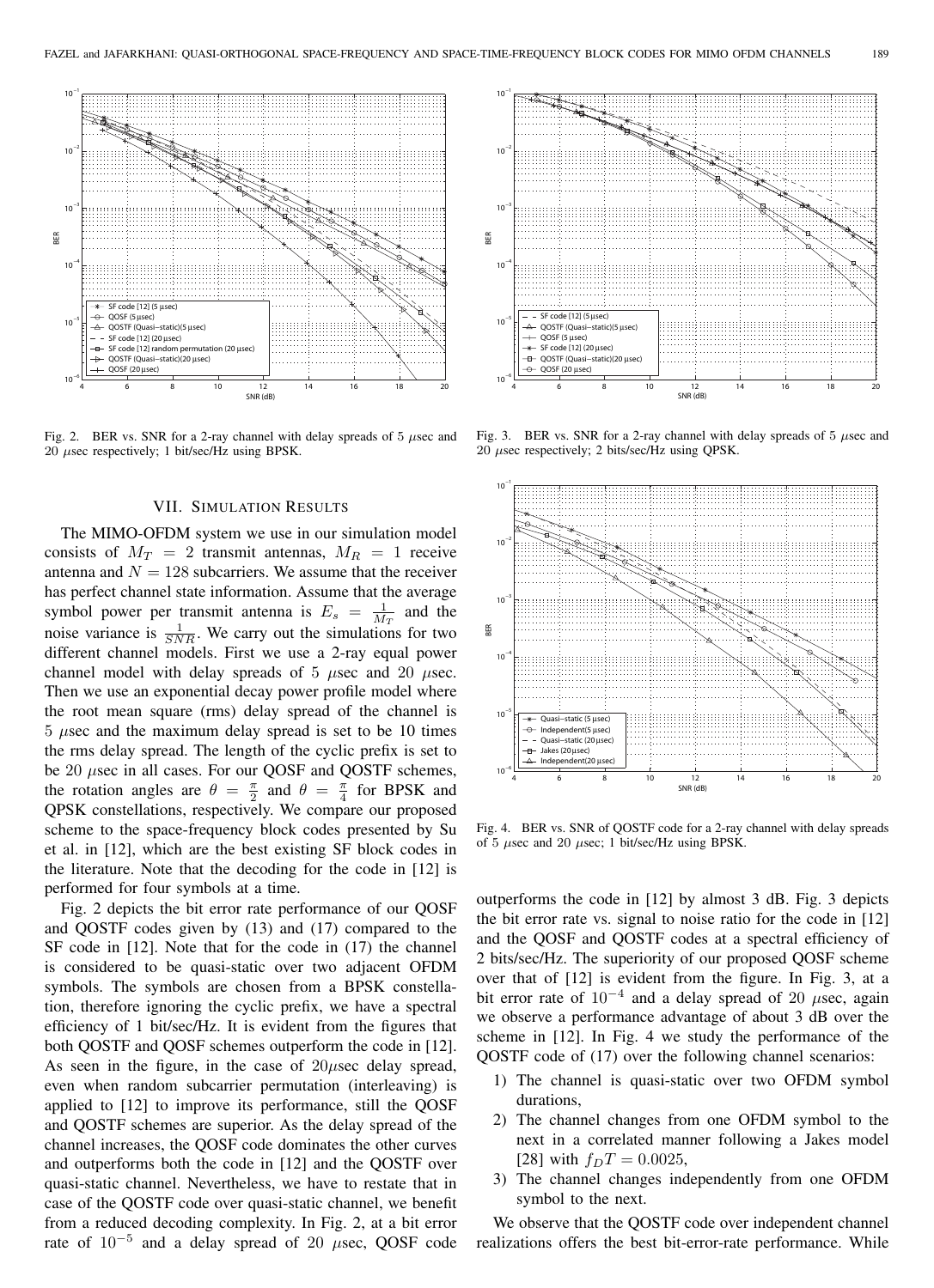Fig. 2. BER vs. SNR for a 2-ray channel with delay spreads of 5 $\mu$sec and 20 $\mu$sec respectively; 1 bit/sec/Hz using BPSK.

Fig. 3. BER vs. SNR for a 2-ray channel with delay spreads of 5 $\mu$sec and 20 $\mu$sec respectively; 2 bits/sec/Hz using QPSK.

Fig. 4. BER vs. SNR of QOSTF code for a 2-ray channel with delay spreads of 5 $\mu$sec and 20 $\mu$sec; 1 bit/sec/Hz using BPSK.

## VII. Simulation Results

The MIMO-OFDM system we use in our simulation model consists of $M_T = 2$ transmit antennas, $M_R = 1$ receive antenna and $N = 128$ subcarriers. We assume that the receiver has perfect channel state information. Assume that the average symbol power per transmit antenna is $E_s = \frac{1}{M_T}$ and the noise variance is $\frac{1}{SNR}$. We carry out the simulations for two different channel models. First we use a 2-ray equal power channel model with delay spreads of 5 $\mu$sec and 20 $\mu$sec. Then we use an exponential decay power profile model where the root mean square (rms) delay spread of the channel is 5 $\mu$sec and the maximum delay spread is set to be 10 times the rms delay spread. The length of the cyclic prefix is set to be 20 $\mu$sec in all cases. For our QOSF and QOSTF schemes, the rotation angles are $\theta = \frac{\pi}{2}$ and $\theta = \frac{\pi}{4}$ for BPSK and QPSK constellations, respectively. We compare our proposed scheme to the space-frequency block codes presented by Su et al. in [12], which are the best existing SF block codes in the literature. Note that the decoding for the code in [12] is performed for four symbols at a time.

Fig. 2 depicts the bit error rate performance of our QOSF and QOSTF codes given by (13) and (17) compared to the SF code in [12]. Note that for the code in (17) the channel is considered to be quasi-static over two adjacent OFDM symbols. The symbols are chosen from a BPSK constellation, therefore ignoring the cyclic prefix, we have a spectral efficiency of 1 bit/sec/Hz. It is evident from the figures that both QOSTF and QOSF schemes outperform the code in [12]. As seen in the figure, in the case of 20$\mu$sec delay spread, even when random subcarrier permutation (interleaving) is applied to [12] to improve its performance, still the QOSF and QOSTF schemes are superior. As the delay spread of the channel increases, the QOSF code dominates the other curves and outperforms both the code in [12] and the QOSTF over quasi-static channel. Nevertheless, we have to restate that in case of the QOSTF code over quasi-static channel, we benefit from a reduced decoding complexity. In Fig. 2, at a bit error rate of $10^{-5}$ and a delay spread of 20 $\mu$sec, QOSF code outperforms the code in [12] by almost 3 dB. Fig. 3 depicts the bit error rate vs. signal to noise ratio for the code in [12] and the QOSF and QOSTF codes at a spectral efficiency of 2 bits/sec/Hz. The superiority of our proposed QOSF scheme over that of [12] is evident from the figure. In Fig. 3, at a bit error rate of $10^{-4}$ and a delay spread of 20 $\mu$sec, again we observe a performance advantage of about 3 dB over the scheme in [12]. In Fig. 4 we study the performance of the QOSTF code of (17) over the following channel scenarios:

1) The channel is quasi-static over two OFDM symbol durations,
2) The channel changes from one OFDM symbol to the next in a correlated manner following a Jakes model [28] with $f_D T = 0.0025$,
3) The channel changes independently from one OFDM symbol to the next.

We observe that the QOSTF code over independent channel realizations offers the best bit-error-rate performance. While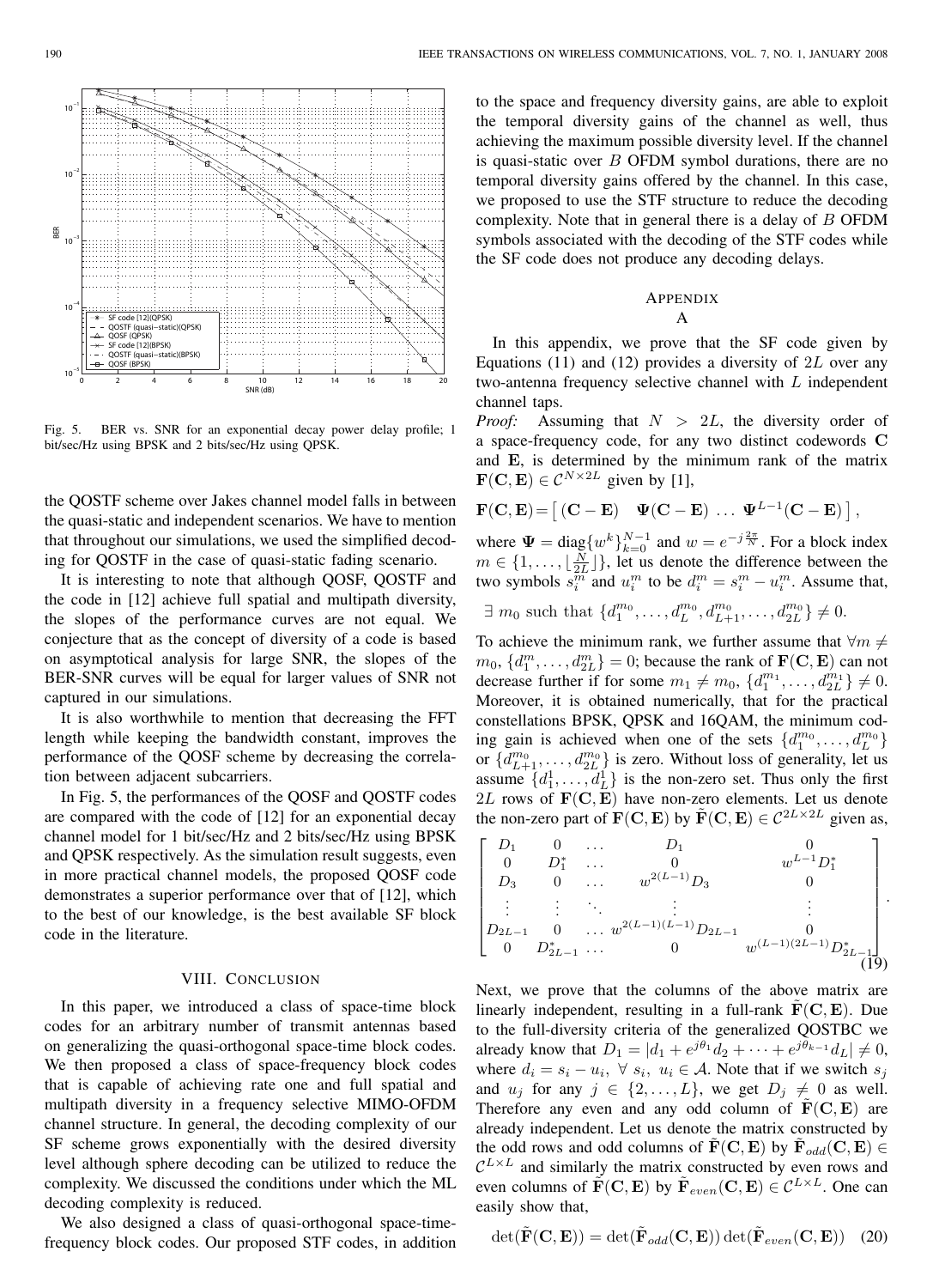Fig. 5. BER vs. SNR for an exponential decay power delay profile; 1 bit/sec/Hz using BPSK and 2 bits/sec/Hz using QPSK.

the QOSTF scheme over Jakes channel model falls in between the quasi-static and independent scenarios. We have to mention that throughout our simulations, we used the simplified decoding for QOSTF in the case of quasi-static fading scenario.

It is interesting to note that although QOSF, QOSTF and the code in [12] achieve full spatial and multipath diversity, the slopes of the performance curves are not equal. We conjecture that as the concept of diversity of a code is based on asymptotical analysis for large SNR, the slopes of the BER-SNR curves will be equal for larger values of SNR not captured in our simulations.

It is also worthwhile to mention that decreasing the FFT length while keeping the bandwidth constant, improves the performance of the QOSF scheme by decreasing the correlation between adjacent subcarriers.

In Fig. 5, the performances of the QOSF and QOSTF codes are compared with the code of [12] for an exponential decay channel model for 1 bit/sec/Hz and 2 bits/sec/Hz using BPSK and QPSK respectively. As the simulation result suggests, even in more practical channel models, the proposed QOSF code demonstrates a superior performance over that of [12], which to the best of our knowledge, is the best available SF block code in the literature.

## VIII. Conclusion

In this paper, we introduced a class of space-time block codes for an arbitrary number of transmit antennas based on generalizing the quasi-orthogonal space-time block codes. We then proposed a class of space-frequency block codes that is capable of achieving rate one and full spatial and multipath diversity in a frequency selective MIMO-OFDM channel structure. In general, the decoding complexity of our SF scheme grows exponentially with the desired diversity level although sphere decoding can be utilized to reduce the complexity. We discussed the conditions under which the ML decoding complexity is reduced.

We also designed a class of quasi-orthogonal space-time-frequency block codes. Our proposed STF codes, in addition to the space and frequency diversity gains, are able to exploit the temporal diversity gains of the channel as well, thus achieving the maximum possible diversity level. If the channel is quasi-static over $B$ OFDM symbol durations, there are no temporal diversity gains offered by the channel. In this case, we proposed to use the STF structure to reduce the decoding complexity. Note that in general there is a delay of $B$ OFDM symbols associated with the decoding of the STF codes while the SF code does not produce any decoding delays.

## Appendix A

In this appendix, we prove that the SF code given by Equations (11) and (12) provides a diversity of $2L$ over any two-antenna frequency selective channel with $L$ independent channel taps.

*Proof:* Assuming that $N > 2L$, the diversity order of a space-frequency code, for any two distinct codewords $\mathbf{C}$ and $\mathbf{E}$, is determined by the minimum rank of the matrix $\mathbf{F}(\mathbf{C},\mathbf{E}) \in \mathcal{C}^{N\times 2L}$ given by [1],

$$\mathbf{F}(\mathbf{C},\mathbf{E}) = \left[\, (\mathbf{C}-\mathbf{E}) \quad \mathbf{\Psi}(\mathbf{C}-\mathbf{E}) \;\dots\; \mathbf{\Psi}^{L-1}(\mathbf{C}-\mathbf{E}) \,\right],$$

where $\mathbf{\Psi} = \mathrm{diag}\{w^k\}_{k=0}^{N-1}$ and $w = e^{-j\frac{2\pi}{N}}$. For a block index $m \in \{1,\dots,\lfloor \frac{N}{2L} \rfloor\}$, let us denote the difference between the two symbols $s_i^m$ and $u_i^m$ to be $d_i^m = s_i^m - u_i^m$. Assume that,

$$\exists\; m_0 \text{ such that } \{d_1^{m_0},\dots,d_L^{m_0},d_{L+1}^{m_0},\dots,d_{2L}^{m_0}\} \neq 0.$$

To achieve the minimum rank, we further assume that $\forall m \neq m_0$, $\{d_1^m,\dots,d_{2L}^m\} = 0$; because the rank of $\mathbf{F}(\mathbf{C},\mathbf{E})$ can not decrease further if for some $m_1 \neq m_0$, $\{d_1^{m_1},\dots,d_{2L}^{m_1}\} \neq 0$. Moreover, it is obtained numerically, that for the practical constellations BPSK, QPSK and 16QAM, the minimum coding gain is achieved when one of the sets $\{d_1^{m_0},\dots,d_L^{m_0}\}$ or $\{d_{L+1}^{m_0},\dots,d_{2L}^{m_0}\}$ is zero. Without loss of generality, let us assume $\{d_1^1,\dots,d_L^1\}$ is the non-zero set. Thus only the first $2L$ rows of $\mathbf{F}(\mathbf{C},\mathbf{E})$ have non-zero elements. Let us denote the non-zero part of $\mathbf{F}(\mathbf{C},\mathbf{E})$ by $\tilde{\mathbf{F}}(\mathbf{C},\mathbf{E}) \in \mathcal{C}^{2L\times 2L}$ given as,

$$\begin{bmatrix} D_1 & 0 & \dots & D_1 & 0 \\ 0 & D_1^* & \dots & 0 & w^{L-1}D_1^* \\ D_3 & 0 & \dots & w^{2(L-1)}D_3 & 0 \\ \vdots & \vdots & \ddots & \vdots & \vdots \\ D_{2L-1} & 0 & \dots & w^{2(L-1)(L-1)}D_{2L-1} & 0 \\ 0 & D_{2L-1}^* & \dots & 0 & w^{(L-1)(2L-1)}D_{2L-1}^* \end{bmatrix}. \tag{19}$$

Next, we prove that the columns of the above matrix are linearly independent, resulting in a full-rank $\tilde{\mathbf{F}}(\mathbf{C},\mathbf{E})$. Due to the full-diversity criteria of the generalized QOSTBC we already know that $D_1 = |d_1 + e^{j\theta_1}d_2 + \dots + e^{j\theta_{k-1}}d_L| \neq 0$, where $d_i = s_i - u_i$, $\forall\, s_i,\, u_i \in \mathcal{A}$. Note that if we switch $s_j$ and $u_j$ for any $j \in \{2,\dots,L\}$, we get $D_j \neq 0$ as well. Therefore any even and any odd column of $\tilde{\mathbf{F}}(\mathbf{C},\mathbf{E})$ are already independent. Let us denote the matrix constructed by the odd rows and odd columns of $\tilde{\mathbf{F}}(\mathbf{C},\mathbf{E})$ by $\tilde{\mathbf{F}}_{odd}(\mathbf{C},\mathbf{E}) \in \mathcal{C}^{L\times L}$ and similarly the matrix constructed by even rows and even columns of $\tilde{\mathbf{F}}(\mathbf{C},\mathbf{E})$ by $\tilde{\mathbf{F}}_{even}(\mathbf{C},\mathbf{E}) \in \mathcal{C}^{L\times L}$. One can easily show that,

$$\det(\tilde{\mathbf{F}}(\mathbf{C},\mathbf{E})) = \det(\tilde{\mathbf{F}}_{odd}(\mathbf{C},\mathbf{E}))\det(\tilde{\mathbf{F}}_{even}(\mathbf{C},\mathbf{E})) \tag{20}$$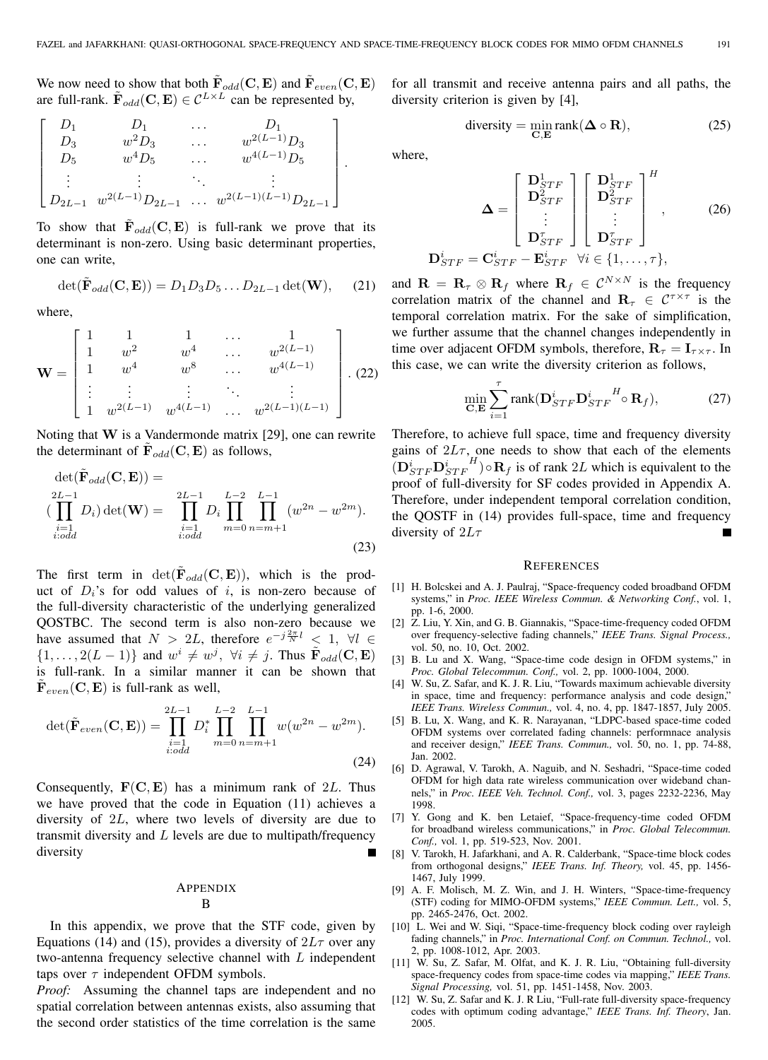We now need to show that both $\tilde{\mathbf{F}}_{odd}(\mathbf{C},\mathbf{E})$ and $\tilde{\mathbf{F}}_{even}(\mathbf{C},\mathbf{E})$ are full-rank. $\tilde{\mathbf{F}}_{odd}(\mathbf{C},\mathbf{E}) \in \mathcal{C}^{L\times L}$ can be represented by,

$$\begin{bmatrix} D_1 & D_1 & \dots & D_1 \\ D_3 & w^2 D_3 & \dots & w^{2(L-1)} D_3 \\ D_5 & w^4 D_5 & \dots & w^{4(L-1)} D_5 \\ \vdots & \vdots & \ddots & \vdots \\ D_{2L-1} & w^{2(L-1)} D_{2L-1} & \dots & w^{2(L-1)(L-1)} D_{2L-1} \end{bmatrix}.$$

To show that $\tilde{\mathbf{F}}_{odd}(\mathbf{C},\mathbf{E})$ is full-rank we prove that its determinant is non-zero. Using basic determinant properties, one can write,

$$\det(\tilde{\mathbf{F}}_{odd}(\mathbf{C},\mathbf{E})) = D_1 D_3 D_5 \dots D_{2L-1} \det(\mathbf{W}), \qquad (21)$$

where,

$$\mathbf{W} = \begin{bmatrix} 1 & 1 & 1 & \dots & 1 \\ 1 & w^2 & w^4 & \dots & w^{2(L-1)} \\ 1 & w^4 & w^8 & \dots & w^{4(L-1)} \\ \vdots & \vdots & \vdots & \ddots & \vdots \\ 1 & w^{2(L-1)} & w^{4(L-1)} & \dots & w^{2(L-1)(L-1)} \end{bmatrix}. \qquad (22)$$

Noting that $\mathbf{W}$ is a Vandermonde matrix [29], one can rewrite the determinant of $\tilde{\mathbf{F}}_{odd}(\mathbf{C},\mathbf{E})$ as follows,

$$\det(\tilde{\mathbf{F}}_{odd}(\mathbf{C},\mathbf{E})) = \left(\prod_{\substack{i=1 \\ i:odd}}^{2L-1} D_i\right) \det(\mathbf{W}) = \prod_{\substack{i=1 \\ i:odd}}^{2L-1} D_i \prod_{m=0}^{L-2} \prod_{n=m+1}^{L-1} (w^{2n} - w^{2m}). \qquad (23)$$

The first term in $\det(\tilde{\mathbf{F}}_{odd}(\mathbf{C},\mathbf{E}))$, which is the product of $D_i$'s for odd values of $i$, is non-zero because of the full-diversity characteristic of the underlying generalized QOSTBC. The second term is also non-zero because we have assumed that $N > 2L$, therefore $e^{-j\frac{2\pi}{N}l} < 1$, $\forall l \in \{1,\dots,2(L-1)\}$ and $w^i \neq w^j$, $\forall i \neq j$. Thus $\tilde{\mathbf{F}}_{odd}(\mathbf{C},\mathbf{E})$ is full-rank. In a similar manner it can be shown that $\tilde{\mathbf{F}}_{even}(\mathbf{C},\mathbf{E})$ is full-rank as well,

$$\det(\tilde{\mathbf{F}}_{even}(\mathbf{C},\mathbf{E})) = \prod_{\substack{i=1 \\ i:odd}}^{2L-1} D_i^* \prod_{m=0}^{L-2} \prod_{n=m+1}^{L-1} w(w^{2n} - w^{2m}). \qquad (24)$$

Consequently, $\mathbf{F}(\mathbf{C},\mathbf{E})$ has a minimum rank of $2L$. Thus we have proved that the code in Equation (11) achieves a diversity of $2L$, where two levels of diversity are due to transmit diversity and $L$ levels are due to multipath/frequency diversity ∎

## Appendix B

In this appendix, we prove that the STF code, given by Equations (14) and (15), provides a diversity of $2L\tau$ over any two-antenna frequency selective channel with $L$ independent taps over $\tau$ independent OFDM symbols.

*Proof:* Assuming the channel taps are independent and no spatial correlation between antennas exists, also assuming that the second order statistics of the time correlation is the same for all transmit and receive antenna pairs and all paths, the diversity criterion is given by [4],

$$\text{diversity} = \min_{\mathbf{C},\mathbf{E}} \text{rank}(\mathbf{\Delta} \circ \mathbf{R}), \qquad (25)$$

where,

$$\mathbf{\Delta} = \begin{bmatrix} \mathbf{D}_{STF}^1 \\ \mathbf{D}_{STF}^2 \\ \vdots \\ \mathbf{D}_{STF}^{\tau} \end{bmatrix} \begin{bmatrix} \mathbf{D}_{STF}^1 \\ \mathbf{D}_{STF}^2 \\ \vdots \\ \mathbf{D}_{STF}^{\tau} \end{bmatrix}^H, \qquad (26)$$

$$\mathbf{D}_{STF}^i = \mathbf{C}_{STF}^i - \mathbf{E}_{STF}^i \quad \forall i \in \{1,\dots,\tau\},$$

and $\mathbf{R} = \mathbf{R}_\tau \otimes \mathbf{R}_f$ where $\mathbf{R}_f \in \mathcal{C}^{N\times N}$ is the frequency correlation matrix of the channel and $\mathbf{R}_\tau \in \mathcal{C}^{\tau\times\tau}$ is the temporal correlation matrix. For the sake of simplification, we further assume that the channel changes independently in time over adjacent OFDM symbols, therefore, $\mathbf{R}_\tau = \mathbf{I}_{\tau\times\tau}$. In this case, we can write the diversity criterion as follows,

$$\min_{\mathbf{C},\mathbf{E}} \sum_{i=1}^{\tau} \text{rank}(\mathbf{D}_{STF}^i {\mathbf{D}_{STF}^i}^H \circ \mathbf{R}_f), \qquad (27)$$

Therefore, to achieve full space, time and frequency diversity gains of $2L\tau$, one needs to show that each of the elements $(\mathbf{D}_{STF}^i {\mathbf{D}_{STF}^i}^H) \circ \mathbf{R}_f$ is of rank $2L$ which is equivalent to the proof of full-diversity for SF codes provided in Appendix A. Therefore, under independent temporal correlation condition, the QOSTF in (14) provides full-space, time and frequency diversity of $2L\tau$ ∎

## References

[1] H. Bolcskei and A. J. Paulraj, "Space-frequency coded broadband OFDM systems," in *Proc. IEEE Wireless Commun. & Networking Conf.*, vol. 1, pp. 1-6, 2000.

[2] Z. Liu, Y. Xin, and G. B. Giannakis, "Space-time-frequency coded OFDM over frequency-selective fading channels," *IEEE Trans. Signal Process.,* vol. 50, no. 10, Oct. 2002.

[3] B. Lu and X. Wang, "Space-time code design in OFDM systems," in *Proc. Global Telecommun. Conf.,* vol. 2, pp. 1000-1004, 2000.

[4] W. Su, Z. Safar, and K. J. R. Liu, "Towards maximum achievable diversity in space, time and frequency: performance analysis and code design," *IEEE Trans. Wireless Commun.,* vol. 4, no. 4, pp. 1847-1857, July 2005.

[5] B. Lu, X. Wang, and K. R. Narayanan, "LDPC-based space-time coded OFDM systems over correlated fading channels: performnace analysis and receiver design," *IEEE Trans. Commun.,* vol. 50, no. 1, pp. 74-88, Jan. 2002.

[6] D. Agrawal, V. Tarokh, A. Naguib, and N. Seshadri, "Space-time coded OFDM for high data rate wireless communication over wideband channels," in *Proc. IEEE Veh. Technol. Conf.,* vol. 3, pages 2232-2236, May 1998.

[7] Y. Gong and K. ben Letaief, "Space-frequency-time coded OFDM for broadband wireless communications," in *Proc. Global Telecommun. Conf.,* vol. 1, pp. 519-523, Nov. 2001.

[8] V. Tarokh, H. Jafarkhani, and A. R. Calderbank, "Space-time block codes from orthogonal designs," *IEEE Trans. Inf. Theory,* vol. 45, pp. 1456-1467, July 1999.

[9] A. F. Molisch, M. Z. Win, and J. H. Winters, "Space-time-frequency (STF) coding for MIMO-OFDM systems," *IEEE Commun. Lett.,* vol. 5, pp. 2465-2476, Oct. 2002.

[10] L. Wei and W. Siqi, "Space-time-frequency block coding over rayleigh fading channels," in *Proc. International Conf. on Commun. Technol.,* vol. 2, pp. 1008-1012, Apr. 2003.

[11] W. Su, Z. Safar, M. Olfat, and K. J. R. Liu, "Obtaining full-diversity space-frequency codes from space-time codes via mapping," *IEEE Trans. Signal Processing,* vol. 51, pp. 1451-1458, Nov. 2003.

[12] W. Su, Z. Safar and K. J. R Liu, "Full-rate full-diversity space-frequency codes with optimum coding advantage," *IEEE Trans. Inf. Theory*, Jan. 2005.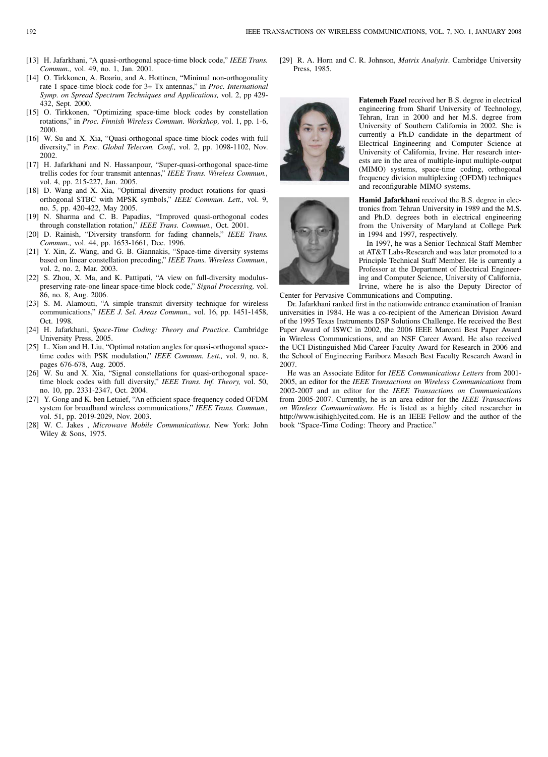[13] H. Jafarkhani, "A quasi-orthogonal space-time block code," *IEEE Trans. Commun.,* vol. 49, no. 1, Jan. 2001.

[14] O. Tirkkonen, A. Boariu, and A. Hottinen, "Minimal non-orthogonality rate 1 space-time block code for 3+ Tx antennas," in *Proc. International Symp. on Spread Spectrum Techniques and Applications,* vol. 2, pp 429-432, Sept. 2000.

[15] O. Tirkkonen, "Optimizing space-time block codes by constellation rotations," in *Proc. Finnish Wireless Commun. Workshop,* vol. 1, pp. 1-6, 2000.

[16] W. Su and X. Xia, "Quasi-orthogonal space-time block codes with full diversity," in *Proc. Global Telecom. Conf.,* vol. 2, pp. 1098-1102, Nov. 2002.

[17] H. Jafarkhani and N. Hassanpour, "Super-quasi-orthogonal space-time trellis codes for four transmit antennas," *IEEE Trans. Wireless Commun.,* vol. 4, pp. 215-227, Jan. 2005.

[18] D. Wang and X. Xia, "Optimal diversity product rotations for quasi-orthogonal STBC with MPSK symbols," *IEEE Commun. Lett.,* vol. 9, no. 5, pp. 420-422, May 2005.

[19] N. Sharma and C. B. Papadias, "Improved quasi-orthogonal codes through constellation rotation," *IEEE Trans. Commun.,* Oct. 2001.

[20] D. Rainish, "Diversity transform for fading channels," *IEEE Trans. Commun.,* vol. 44, pp. 1653-1661, Dec. 1996.

[21] Y. Xin, Z. Wang, and G. B. Giannakis, "Space-time diversity systems based on linear constellation precoding," *IEEE Trans. Wireless Commun.,* vol. 2, no. 2, Mar. 2003.

[22] S. Zhou, X. Ma, and K. Pattipati, "A view on full-diversity modulus-preserving rate-one linear space-time block code," *Signal Processing,* vol. 86, no. 8, Aug. 2006.

[23] S. M. Alamouti, "A simple transmit diversity technique for wireless communications," *IEEE J. Sel. Areas Commun.,* vol. 16, pp. 1451-1458, Oct. 1998.

[24] H. Jafarkhani, *Space-Time Coding: Theory and Practice*. Cambridge University Press, 2005.

[25] L. Xian and H. Liu, "Optimal rotation angles for quasi-orthogonal space-time codes with PSK modulation," *IEEE Commun. Lett.,* vol. 9, no. 8, pages 676-678, Aug. 2005.

[26] W. Su and X. Xia, "Signal constellations for quasi-orthogonal space-time block codes with full diversity," *IEEE Trans. Inf. Theory,* vol. 50, no. 10, pp. 2331-2347, Oct. 2004.

[27] Y. Gong and K. ben Letaief, "An efficient space-frequency coded OFDM system for broadband wireless communications," *IEEE Trans. Commun.,* vol. 51, pp. 2019-2029, Nov. 2003.

[28] W. C. Jakes , *Microwave Mobile Communications*. New York: John Wiley & Sons, 1975.

[29] R. A. Horn and C. R. Johnson, *Matrix Analysis*. Cambridge University Press, 1985.

**Fatemeh Fazel** received her B.S. degree in electrical engineering from Sharif University of Technology, Tehran, Iran in 2000 and her M.S. degree from University of Southern California in 2002. She is currently a Ph.D candidate in the department of Electrical Engineering and Computer Science at University of California, Irvine. Her research interests are in the area of multiple-input multiple-output (MIMO) systems, space-time coding, orthogonal frequency division multiplexing (OFDM) techniques and reconfigurable MIMO systems.

**Hamid Jafarkhani** received the B.S. degree in electronics from Tehran University in 1989 and the M.S. and Ph.D. degrees both in electrical engineering from the University of Maryland at College Park in 1994 and 1997, respectively.

In 1997, he was a Senior Technical Staff Member at AT&T Labs-Research and was later promoted to a Principle Technical Staff Member. He is currently a Professor at the Department of Electrical Engineering and Computer Science, University of California, Irvine, where he is also the Deputy Director of Center for Pervasive Communications and Computing.

Dr. Jafarkhani ranked first in the nationwide entrance examination of Iranian universities in 1984. He was a co-recipient of the American Division Award of the 1995 Texas Instruments DSP Solutions Challenge. He received the Best Paper Award of ISWC in 2002, the 2006 IEEE Marconi Best Paper Award in Wireless Communications, and an NSF Career Award. He also received the UCI Distinguished Mid-Career Faculty Award for Research in 2006 and the School of Engineering Fariborz Maseeh Best Faculty Research Award in 2007.

He was an Associate Editor for *IEEE Communications Letters* from 2001-2005, an editor for the *IEEE Transactions on Wireless Communications* from 2002-2007 and an editor for the *IEEE Transactions on Communications* from 2005-2007. Currently, he is an area editor for the *IEEE Transactions on Wireless Communications*. He is listed as a highly cited researcher in http://www.isihighlycited.com. He is an IEEE Fellow and the author of the book "Space-Time Coding: Theory and Practice."